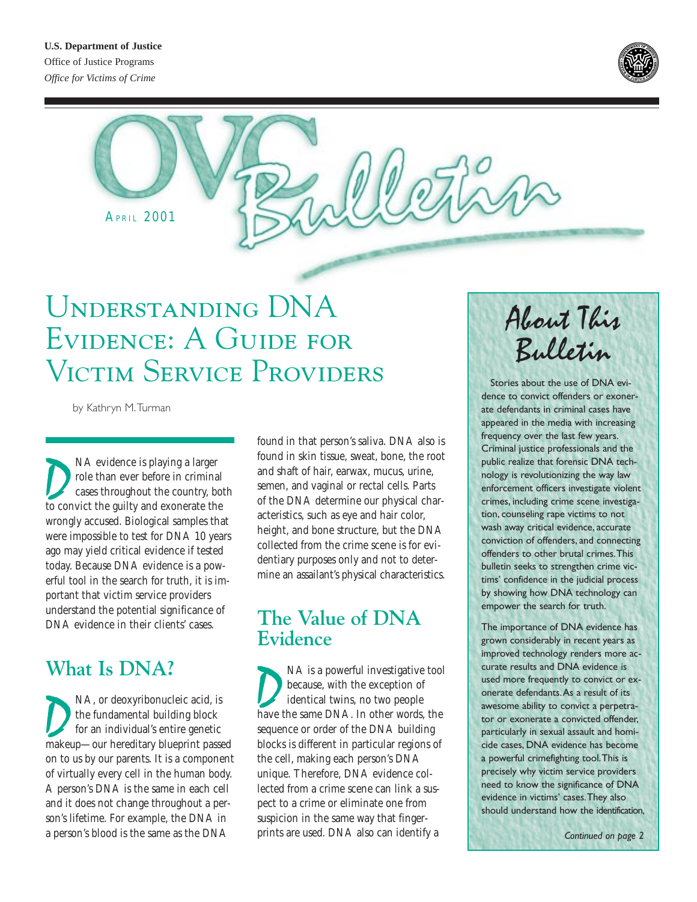**U.S. Department of Justice**
Office of Justice Programs
*Office for Victims of Crime*

OVC Bulletin

APRIL 2001

# Understanding DNA Evidence: A Guide for Victim Service Providers

by Kathryn M. Turman

DNA evidence is playing a larger role than ever before in criminal cases throughout the country, both to convict the guilty and exonerate the wrongly accused. Biological samples that were impossible to test for DNA 10 years ago may yield critical evidence if tested today. Because DNA evidence is a powerful tool in the search for truth, it is important that victim service providers understand the potential significance of DNA evidence in their clients' cases.

## What Is DNA?

DNA, or deoxyribonucleic acid, is the fundamental building block for an individual's entire genetic makeup—our hereditary blueprint passed on to us by our parents. It is a component of virtually every cell in the human body. A person's DNA is the same in each cell and it does not change throughout a person's lifetime. For example, the DNA in a person's blood is the same as the DNA found in that person's saliva. DNA also is found in skin tissue, sweat, bone, the root and shaft of hair, earwax, mucus, urine, semen, and vaginal or rectal cells. Parts of the DNA determine our physical characteristics, such as eye and hair color, height, and bone structure, but the DNA collected from the crime scene is for evidentiary purposes only and not to determine an assailant's physical characteristics.

## The Value of DNA Evidence

DNA is a powerful investigative tool because, with the exception of identical twins, no two people have the same DNA. In other words, the sequence or order of the DNA building blocks is different in particular regions of the cell, making each person's DNA unique. Therefore, DNA evidence collected from a crime scene can link a suspect to a crime or eliminate one from suspicion in the same way that fingerprints are used. DNA also can identify a

---

## About This Bulletin

Stories about the use of DNA evidence to convict offenders or exonerate defendants in criminal cases have appeared in the media with increasing frequency over the last few years. Criminal justice professionals and the public realize that forensic DNA technology is revolutionizing the way law enforcement officers investigate violent crimes, including crime scene investigation, counseling rape victims to not wash away critical evidence, accurate conviction of offenders, and connecting offenders to other brutal crimes. This bulletin seeks to strengthen crime victims' confidence in the judicial process by showing how DNA technology can empower the search for truth.

The importance of DNA evidence has grown considerably in recent years as improved technology renders more accurate results and DNA evidence is used more frequently to convict or exonerate defendants. As a result of its awesome ability to convict a perpetrator or exonerate a convicted offender, particularly in sexual assault and homicide cases, DNA evidence has become a powerful crimefighting tool. This is precisely why victim service providers need to know the significance of DNA evidence in victims' cases. They also should understand how the identification,

*Continued on page 2*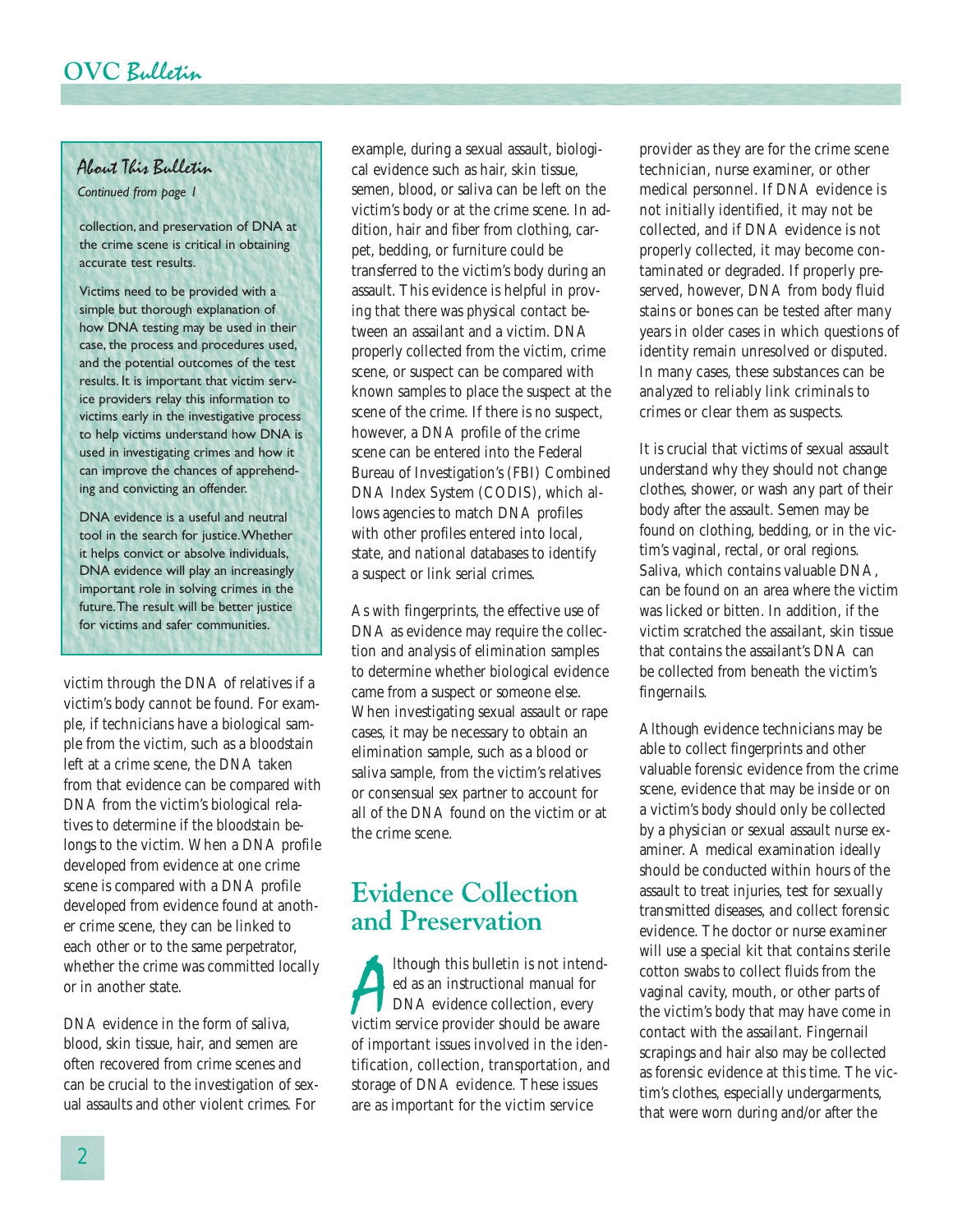### About This Bulletin

*Continued from page 1*

collection, and preservation of DNA at the crime scene is critical in obtaining accurate test results.

Victims need to be provided with a simple but thorough explanation of how DNA testing may be used in their case, the process and procedures used, and the potential outcomes of the test results. It is important that victim service providers relay this information to victims early in the investigative process to help victims understand how DNA is used in investigating crimes and how it can improve the chances of apprehending and convicting an offender.

DNA evidence is a useful and neutral tool in the search for justice. Whether it helps convict or absolve individuals, DNA evidence will play an increasingly important role in solving crimes in the future. The result will be better justice for victims and safer communities.

---

victim through the DNA of relatives if a victim's body cannot be found. For example, if technicians have a biological sample from the victim, such as a bloodstain left at a crime scene, the DNA taken from that evidence can be compared with DNA from the victim's biological relatives to determine if the bloodstain belongs to the victim. When a DNA profile developed from evidence at one crime scene is compared with a DNA profile developed from evidence found at another crime scene, they can be linked to each other or to the same perpetrator, whether the crime was committed locally or in another state.

DNA evidence in the form of saliva, blood, skin tissue, hair, and semen are often recovered from crime scenes and can be crucial to the investigation of sexual assaults and other violent crimes. For example, during a sexual assault, biological evidence such as hair, skin tissue, semen, blood, or saliva can be left on the victim's body or at the crime scene. In addition, hair and fiber from clothing, carpet, bedding, or furniture could be transferred to the victim's body during an assault. This evidence is helpful in proving that there was physical contact between an assailant and a victim. DNA properly collected from the victim, crime scene, or suspect can be compared with known samples to place the suspect at the scene of the crime. If there is no suspect, however, a DNA profile of the crime scene can be entered into the Federal Bureau of Investigation's (FBI) Combined DNA Index System (CODIS), which allows agencies to match DNA profiles with other profiles entered into local, state, and national databases to identify a suspect or link serial crimes.

As with fingerprints, the effective use of DNA as evidence may require the collection and analysis of elimination samples to determine whether biological evidence came from a suspect or someone else. When investigating sexual assault or rape cases, it may be necessary to obtain an elimination sample, such as a blood or saliva sample, from the victim's relatives or consensual sex partner to account for all of the DNA found on the victim or at the crime scene.

## Evidence Collection and Preservation

Although this bulletin is not intended as an instructional manual for DNA evidence collection, every victim service provider should be aware of important issues involved in the identification, collection, transportation, and storage of DNA evidence. These issues are as important for the victim service provider as they are for the crime scene technician, nurse examiner, or other medical personnel. If DNA evidence is not initially identified, it may not be collected, and if DNA evidence is not properly collected, it may become contaminated or degraded. If properly preserved, however, DNA from body fluid stains or bones can be tested after many years in older cases in which questions of identity remain unresolved or disputed. In many cases, these substances can be analyzed to reliably link criminals to crimes or clear them as suspects.

It is crucial that victims of sexual assault understand why they should not change clothes, shower, or wash any part of their body after the assault. Semen may be found on clothing, bedding, or in the victim's vaginal, rectal, or oral regions. Saliva, which contains valuable DNA, can be found on an area where the victim was licked or bitten. In addition, if the victim scratched the assailant, skin tissue that contains the assailant's DNA can be collected from beneath the victim's fingernails.

Although evidence technicians may be able to collect fingerprints and other valuable forensic evidence from the crime scene, evidence that may be inside or on a victim's body should only be collected by a physician or sexual assault nurse examiner. A medical examination ideally should be conducted within hours of the assault to treat injuries, test for sexually transmitted diseases, and collect forensic evidence. The doctor or nurse examiner will use a special kit that contains sterile cotton swabs to collect fluids from the vaginal cavity, mouth, or other parts of the victim's body that may have come in contact with the assailant. Fingernail scrapings and hair also may be collected as forensic evidence at this time. The victim's clothes, especially undergarments, that were worn during and/or after the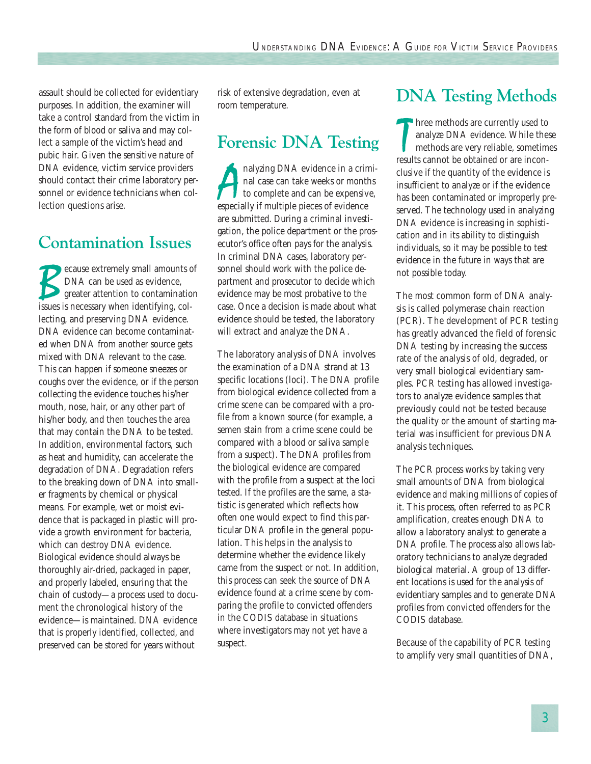assault should be collected for evidentiary purposes. In addition, the examiner will take a control standard from the victim in the form of blood or saliva and may collect a sample of the victim's head and pubic hair. Given the sensitive nature of DNA evidence, victim service providers should contact their crime laboratory personnel or evidence technicians when collection questions arise.

## Contamination Issues

Because extremely small amounts of DNA can be used as evidence, greater attention to contamination issues is necessary when identifying, collecting, and preserving DNA evidence. DNA evidence can become contaminated when DNA from another source gets mixed with DNA relevant to the case. This can happen if someone sneezes or coughs over the evidence, or if the person collecting the evidence touches his/her mouth, nose, hair, or any other part of his/her body, and then touches the area that may contain the DNA to be tested. In addition, environmental factors, such as heat and humidity, can accelerate the degradation of DNA. Degradation refers to the breaking down of DNA into smaller fragments by chemical or physical means. For example, wet or moist evidence that is packaged in plastic will provide a growth environment for bacteria, which can destroy DNA evidence. Biological evidence should always be thoroughly air-dried, packaged in paper, and properly labeled, ensuring that the chain of custody—a process used to document the chronological history of the evidence—is maintained. DNA evidence that is properly identified, collected, and preserved can be stored for years without risk of extensive degradation, even at room temperature.

## Forensic DNA Testing

Analyzing DNA evidence in a criminal case can take weeks or months to complete and can be expensive, especially if multiple pieces of evidence are submitted. During a criminal investigation, the police department or the prosecutor's office often pays for the analysis. In criminal DNA cases, laboratory personnel should work with the police department and prosecutor to decide which evidence may be most probative to the case. Once a decision is made about what evidence should be tested, the laboratory will extract and analyze the DNA.

The laboratory analysis of DNA involves the examination of a DNA strand at 13 specific locations (loci). The DNA profile from biological evidence collected from a crime scene can be compared with a profile from a known source (for example, a semen stain from a crime scene could be compared with a blood or saliva sample from a suspect). The DNA profiles from the biological evidence are compared with the profile from a suspect at the loci tested. If the profiles are the same, a statistic is generated which reflects how often one would expect to find this particular DNA profile in the general population. This helps in the analysis to determine whether the evidence likely came from the suspect or not. In addition, this process can seek the source of DNA evidence found at a crime scene by comparing the profile to convicted offenders in the CODIS database in situations where investigators may not yet have a suspect.

## DNA Testing Methods

Three methods are currently used to analyze DNA evidence. While these methods are very reliable, sometimes results cannot be obtained or are inconclusive if the quantity of the evidence is insufficient to analyze or if the evidence has been contaminated or improperly preserved. The technology used in analyzing DNA evidence is increasing in sophistication and in its ability to distinguish individuals, so it may be possible to test evidence in the future in ways that are not possible today.

The most common form of DNA analysis is called polymerase chain reaction (PCR). The development of PCR testing has greatly advanced the field of forensic DNA testing by increasing the success rate of the analysis of old, degraded, or very small biological evidentiary samples. PCR testing has allowed investigators to analyze evidence samples that previously could not be tested because the quality or the amount of starting material was insufficient for previous DNA analysis techniques.

The PCR process works by taking very small amounts of DNA from biological evidence and making millions of copies of it. This process, often referred to as PCR amplification, creates enough DNA to allow a laboratory analyst to generate a DNA profile. The process also allows laboratory technicians to analyze degraded biological material. A group of 13 different locations is used for the analysis of evidentiary samples and to generate DNA profiles from convicted offenders for the CODIS database.

Because of the capability of PCR testing to amplify very small quantities of DNA,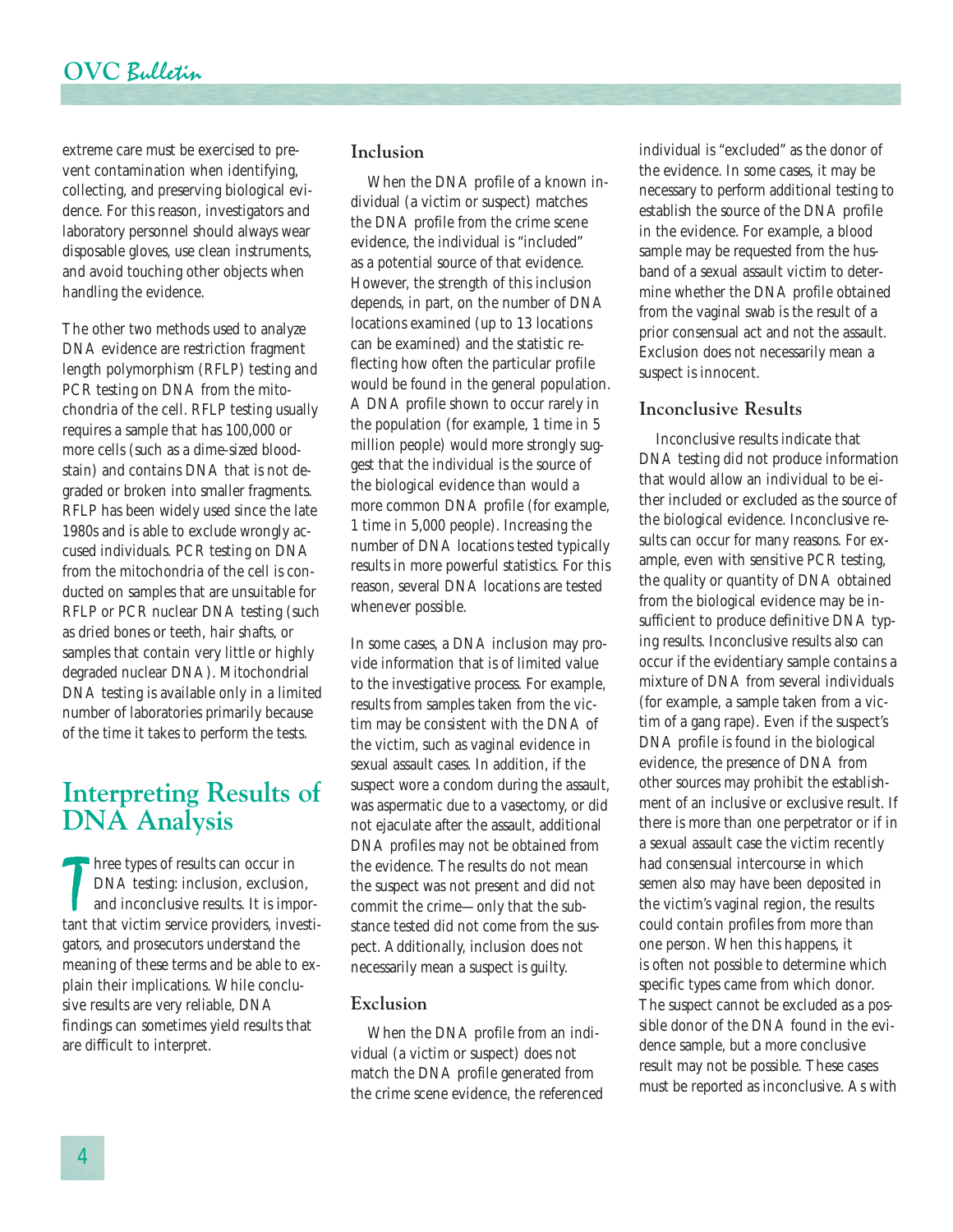extreme care must be exercised to prevent contamination when identifying, collecting, and preserving biological evidence. For this reason, investigators and laboratory personnel should always wear disposable gloves, use clean instruments, and avoid touching other objects when handling the evidence.

The other two methods used to analyze DNA evidence are restriction fragment length polymorphism (RFLP) testing and PCR testing on DNA from the mitochondria of the cell. RFLP testing usually requires a sample that has 100,000 or more cells (such as a dime-sized bloodstain) and contains DNA that is not degraded or broken into smaller fragments. RFLP has been widely used since the late 1980s and is able to exclude wrongly accused individuals. PCR testing on DNA from the mitochondria of the cell is conducted on samples that are unsuitable for RFLP or PCR nuclear DNA testing (such as dried bones or teeth, hair shafts, or samples that contain very little or highly degraded nuclear DNA). Mitochondrial DNA testing is available only in a limited number of laboratories primarily because of the time it takes to perform the tests.

## Interpreting Results of DNA Analysis

Three types of results can occur in DNA testing: inclusion, exclusion, and inconclusive results. It is important that victim service providers, investigators, and prosecutors understand the meaning of these terms and be able to explain their implications. While conclusive results are very reliable, DNA findings can sometimes yield results that are difficult to interpret.

### Inclusion

When the DNA profile of a known individual (a victim or suspect) matches the DNA profile from the crime scene evidence, the individual is "included" as a potential source of that evidence. However, the strength of this inclusion depends, in part, on the number of DNA locations examined (up to 13 locations can be examined) and the statistic reflecting how often the particular profile would be found in the general population. A DNA profile shown to occur rarely in the population (for example, 1 time in 5 million people) would more strongly suggest that the individual is the source of the biological evidence than would a more common DNA profile (for example, 1 time in 5,000 people). Increasing the number of DNA locations tested typically results in more powerful statistics. For this reason, several DNA locations are tested whenever possible.

In some cases, a DNA inclusion may provide information that is of limited value to the investigative process. For example, results from samples taken from the victim may be consistent with the DNA of the victim, such as vaginal evidence in sexual assault cases. In addition, if the suspect wore a condom during the assault, was aspermatic due to a vasectomy, or did not ejaculate after the assault, additional DNA profiles may not be obtained from the evidence. The results do not mean the suspect was not present and did not commit the crime—only that the substance tested did not come from the suspect. Additionally, inclusion does not necessarily mean a suspect is guilty.

### Exclusion

When the DNA profile from an individual (a victim or suspect) does not match the DNA profile generated from the crime scene evidence, the referenced individual is "excluded" as the donor of the evidence. In some cases, it may be necessary to perform additional testing to establish the source of the DNA profile in the evidence. For example, a blood sample may be requested from the husband of a sexual assault victim to determine whether the DNA profile obtained from the vaginal swab is the result of a prior consensual act and not the assault. Exclusion does not necessarily mean a suspect is innocent.

### Inconclusive Results

Inconclusive results indicate that DNA testing did not produce information that would allow an individual to be either included or excluded as the source of the biological evidence. Inconclusive results can occur for many reasons. For example, even with sensitive PCR testing, the quality or quantity of DNA obtained from the biological evidence may be insufficient to produce definitive DNA typing results. Inconclusive results also can occur if the evidentiary sample contains a mixture of DNA from several individuals (for example, a sample taken from a victim of a gang rape). Even if the suspect's DNA profile is found in the biological evidence, the presence of DNA from other sources may prohibit the establishment of an inclusive or exclusive result. If there is more than one perpetrator or if in a sexual assault case the victim recently had consensual intercourse in which semen also may have been deposited in the victim's vaginal region, the results could contain profiles from more than one person. When this happens, it is often not possible to determine which specific types came from which donor. The suspect cannot be excluded as a possible donor of the DNA found in the evidence sample, but a more conclusive result may not be possible. These cases must be reported as inconclusive. As with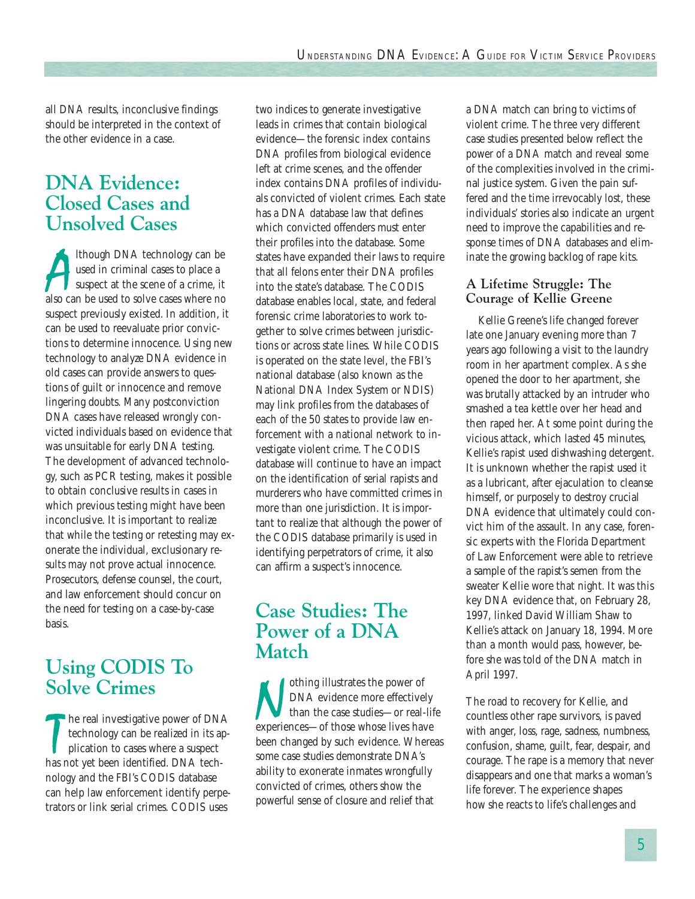all DNA results, inconclusive findings should be interpreted in the context of the other evidence in a case.

## DNA Evidence: Closed Cases and Unsolved Cases

Although DNA technology can be used in criminal cases to place a suspect at the scene of a crime, it also can be used to solve cases where no suspect previously existed. In addition, it can be used to reevaluate prior convictions to determine innocence. Using new technology to analyze DNA evidence in old cases can provide answers to questions of guilt or innocence and remove lingering doubts. Many postconviction DNA cases have released wrongly convicted individuals based on evidence that was unsuitable for early DNA testing. The development of advanced technology, such as PCR testing, makes it possible to obtain conclusive results in cases in which previous testing might have been inconclusive. It is important to realize that while the testing or retesting may exonerate the individual, exclusionary results may not prove actual innocence. Prosecutors, defense counsel, the court, and law enforcement should concur on the need for testing on a case-by-case basis.

## Using CODIS To Solve Crimes

The real investigative power of DNA technology can be realized in its application to cases where a suspect has not yet been identified. DNA technology and the FBI's CODIS database can help law enforcement identify perpetrators or link serial crimes. CODIS uses two indices to generate investigative leads in crimes that contain biological evidence—the forensic index contains DNA profiles from biological evidence left at crime scenes, and the offender index contains DNA profiles of individuals convicted of violent crimes. Each state has a DNA database law that defines which convicted offenders must enter their profiles into the database. Some states have expanded their laws to require that all felons enter their DNA profiles into the state's database. The CODIS database enables local, state, and federal forensic crime laboratories to work together to solve crimes between jurisdictions or across state lines. While CODIS is operated on the state level, the FBI's national database (also known as the National DNA Index System or NDIS) may link profiles from the databases of each of the 50 states to provide law enforcement with a national network to investigate violent crime. The CODIS database will continue to have an impact on the identification of serial rapists and murderers who have committed crimes in more than one jurisdiction. It is important to realize that although the power of the CODIS database primarily is used in identifying perpetrators of crime, it also can affirm a suspect's innocence.

## Case Studies: The Power of a DNA Match

Nothing illustrates the power of DNA evidence more effectively than the case studies—or real-life experiences—of those whose lives have been changed by such evidence. Whereas some case studies demonstrate DNA's ability to exonerate inmates wrongfully convicted of crimes, others show the powerful sense of closure and relief that a DNA match can bring to victims of violent crime. The three very different case studies presented below reflect the power of a DNA match and reveal some of the complexities involved in the criminal justice system. Given the pain suffered and the time irrevocably lost, these individuals' stories also indicate an urgent need to improve the capabilities and response times of DNA databases and eliminate the growing backlog of rape kits.

### A Lifetime Struggle: The Courage of Kellie Greene

Kellie Greene's life changed forever late one January evening more than 7 years ago following a visit to the laundry room in her apartment complex. As she opened the door to her apartment, she was brutally attacked by an intruder who smashed a tea kettle over her head and then raped her. At some point during the vicious attack, which lasted 45 minutes, Kellie's rapist used dishwashing detergent. It is unknown whether the rapist used it as a lubricant, after ejaculation to cleanse himself, or purposely to destroy crucial DNA evidence that ultimately could convict him of the assault. In any case, forensic experts with the Florida Department of Law Enforcement were able to retrieve a sample of the rapist's semen from the sweater Kellie wore that night. It was this key DNA evidence that, on February 28, 1997, linked David William Shaw to Kellie's attack on January 18, 1994. More than a month would pass, however, before she was told of the DNA match in April 1997.

The road to recovery for Kellie, and countless other rape survivors, is paved with anger, loss, rage, sadness, numbness, confusion, shame, guilt, fear, despair, and courage. The rape is a memory that never disappears and one that marks a woman's life forever. The experience shapes how she reacts to life's challenges and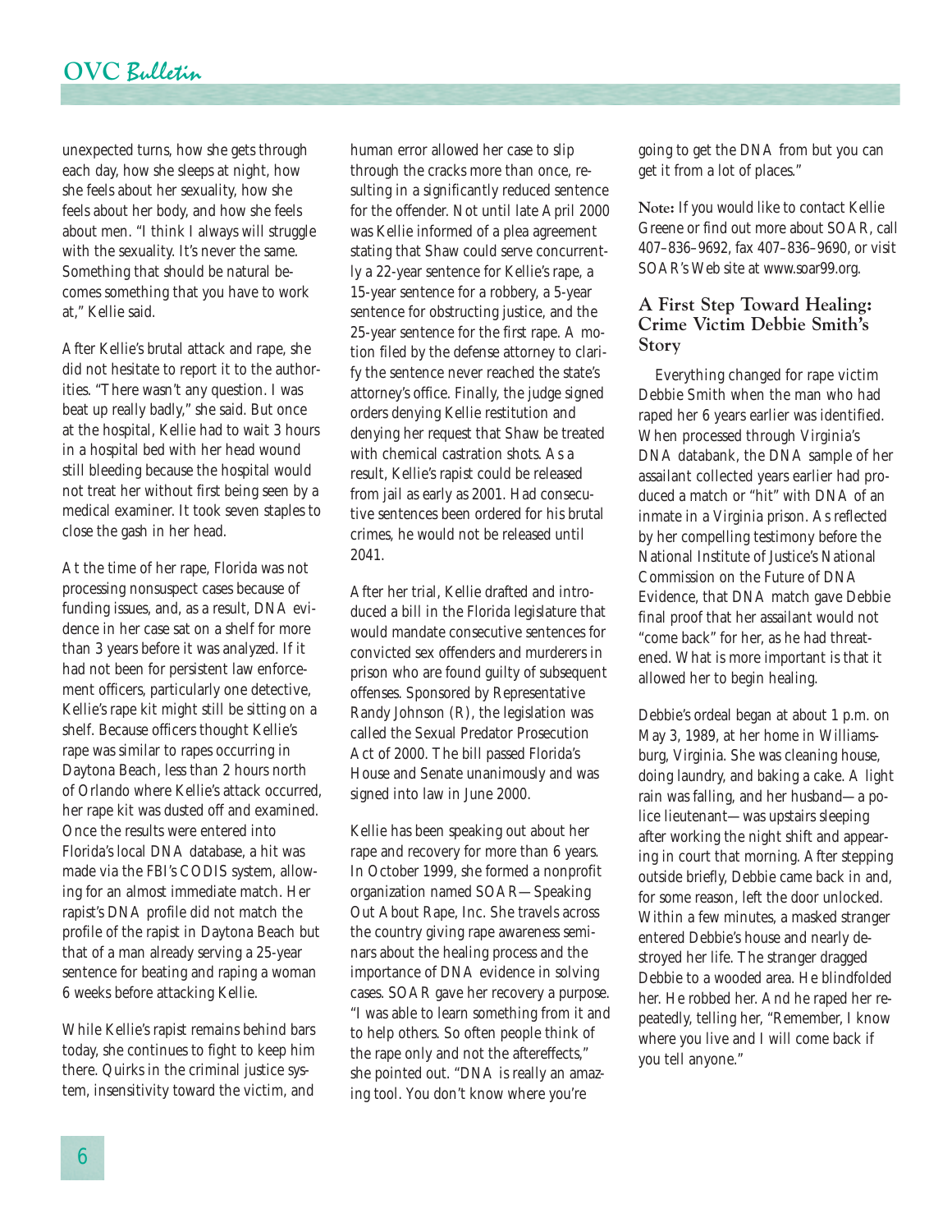unexpected turns, how she gets through each day, how she sleeps at night, how she feels about her sexuality, how she feels about her body, and how she feels about men. "I think I always will struggle with the sexuality. It's never the same. Something that should be natural becomes something that you have to work at," Kellie said.

After Kellie's brutal attack and rape, she did not hesitate to report it to the authorities. "There wasn't any question. I was beat up really badly," she said. But once at the hospital, Kellie had to wait 3 hours in a hospital bed with her head wound still bleeding because the hospital would not treat her without first being seen by a medical examiner. It took seven staples to close the gash in her head.

At the time of her rape, Florida was not processing nonsuspect cases because of funding issues, and, as a result, DNA evidence in her case sat on a shelf for more than 3 years before it was analyzed. If it had not been for persistent law enforcement officers, particularly one detective, Kellie's rape kit might still be sitting on a shelf. Because officers thought Kellie's rape was similar to rapes occurring in Daytona Beach, less than 2 hours north of Orlando where Kellie's attack occurred, her rape kit was dusted off and examined. Once the results were entered into Florida's local DNA database, a hit was made via the FBI's CODIS system, allowing for an almost immediate match. Her rapist's DNA profile did not match the profile of the rapist in Daytona Beach but that of a man already serving a 25-year sentence for beating and raping a woman 6 weeks before attacking Kellie.

While Kellie's rapist remains behind bars today, she continues to fight to keep him there. Quirks in the criminal justice system, insensitivity toward the victim, and human error allowed her case to slip through the cracks more than once, resulting in a significantly reduced sentence for the offender. Not until late April 2000 was Kellie informed of a plea agreement stating that Shaw could serve concurrently a 22-year sentence for Kellie's rape, a 15-year sentence for a robbery, a 5-year sentence for obstructing justice, and the 25-year sentence for the first rape. A motion filed by the defense attorney to clarify the sentence never reached the state's attorney's office. Finally, the judge signed orders denying Kellie restitution and denying her request that Shaw be treated with chemical castration shots. As a result, Kellie's rapist could be released from jail as early as 2001. Had consecutive sentences been ordered for his brutal crimes, he would not be released until 2041.

After her trial, Kellie drafted and introduced a bill in the Florida legislature that would mandate consecutive sentences for convicted sex offenders and murderers in prison who are found guilty of subsequent offenses. Sponsored by Representative Randy Johnson (R), the legislation was called the Sexual Predator Prosecution Act of 2000. The bill passed Florida's House and Senate unanimously and was signed into law in June 2000.

Kellie has been speaking out about her rape and recovery for more than 6 years. In October 1999, she formed a nonprofit organization named SOAR—Speaking Out About Rape, Inc. She travels across the country giving rape awareness seminars about the healing process and the importance of DNA evidence in solving cases. SOAR gave her recovery a purpose. "I was able to learn something from it and to help others. So often people think of the rape only and not the aftereffects," she pointed out. "DNA is really an amazing tool. You don't know where you're going to get the DNA from but you can get it from a lot of places."

**Note:** If you would like to contact Kellie Greene or find out more about SOAR, call 407–836–9692, fax 407–836–9690, or visit SOAR's Web site at www.soar99.org.

## A First Step Toward Healing: Crime Victim Debbie Smith's Story

Everything changed for rape victim Debbie Smith when the man who had raped her 6 years earlier was identified. When processed through Virginia's DNA databank, the DNA sample of her assailant collected years earlier had produced a match or "hit" with DNA of an inmate in a Virginia prison. As reflected by her compelling testimony before the National Institute of Justice's National Commission on the Future of DNA Evidence, that DNA match gave Debbie final proof that her assailant would not "come back" for her, as he had threatened. What is more important is that it allowed her to begin healing.

Debbie's ordeal began at about 1 p.m. on May 3, 1989, at her home in Williamsburg, Virginia. She was cleaning house, doing laundry, and baking a cake. A light rain was falling, and her husband—a police lieutenant—was upstairs sleeping after working the night shift and appearing in court that morning. After stepping outside briefly, Debbie came back in and, for some reason, left the door unlocked. Within a few minutes, a masked stranger entered Debbie's house and nearly destroyed her life. The stranger dragged Debbie to a wooded area. He blindfolded her. He robbed her. And he raped her repeatedly, telling her, "Remember, I know where you live and I will come back if you tell anyone."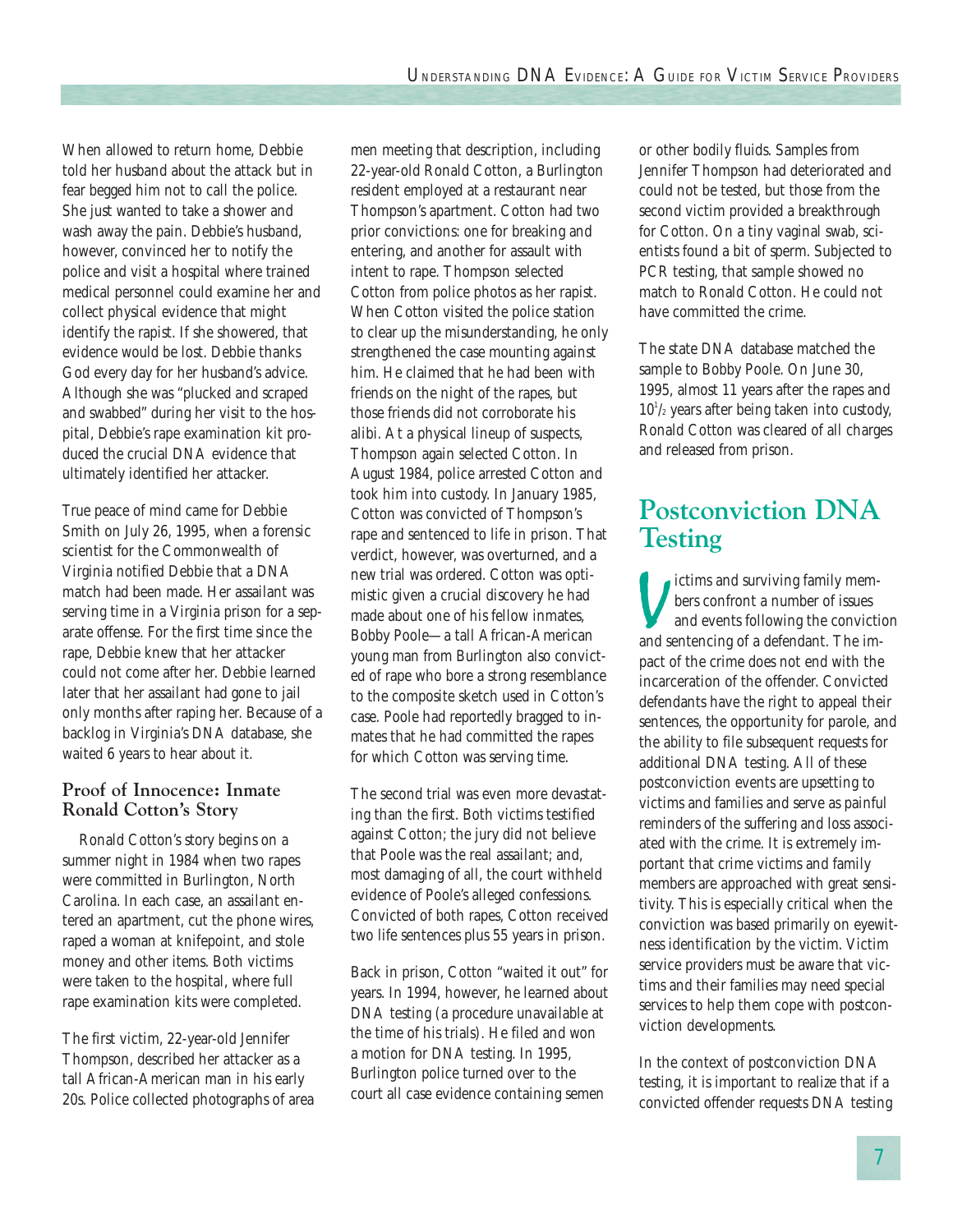When allowed to return home, Debbie told her husband about the attack but in fear begged him not to call the police. She just wanted to take a shower and wash away the pain. Debbie's husband, however, convinced her to notify the police and visit a hospital where trained medical personnel could examine her and collect physical evidence that might identify the rapist. If she showered, that evidence would be lost. Debbie thanks God every day for her husband's advice. Although she was "plucked and scraped and swabbed" during her visit to the hospital, Debbie's rape examination kit produced the crucial DNA evidence that ultimately identified her attacker.

True peace of mind came for Debbie Smith on July 26, 1995, when a forensic scientist for the Commonwealth of Virginia notified Debbie that a DNA match had been made. Her assailant was serving time in a Virginia prison for a separate offense. For the first time since the rape, Debbie knew that her attacker could not come after her. Debbie learned later that her assailant had gone to jail only months after raping her. Because of a backlog in Virginia's DNA database, she waited 6 years to hear about it.

### Proof of Innocence: Inmate Ronald Cotton's Story

Ronald Cotton's story begins on a summer night in 1984 when two rapes were committed in Burlington, North Carolina. In each case, an assailant entered an apartment, cut the phone wires, raped a woman at knifepoint, and stole money and other items. Both victims were taken to the hospital, where full rape examination kits were completed.

The first victim, 22-year-old Jennifer Thompson, described her attacker as a tall African-American man in his early 20s. Police collected photographs of area men meeting that description, including 22-year-old Ronald Cotton, a Burlington resident employed at a restaurant near Thompson's apartment. Cotton had two prior convictions: one for breaking and entering, and another for assault with intent to rape. Thompson selected Cotton from police photos as her rapist. When Cotton visited the police station to clear up the misunderstanding, he only strengthened the case mounting against him. He claimed that he had been with friends on the night of the rapes, but those friends did not corroborate his alibi. At a physical lineup of suspects, Thompson again selected Cotton. In August 1984, police arrested Cotton and took him into custody. In January 1985, Cotton was convicted of Thompson's rape and sentenced to life in prison. That verdict, however, was overturned, and a new trial was ordered. Cotton was optimistic given a crucial discovery he had made about one of his fellow inmates, Bobby Poole—a tall African-American young man from Burlington also convicted of rape who bore a strong resemblance to the composite sketch used in Cotton's case. Poole had reportedly bragged to inmates that he had committed the rapes for which Cotton was serving time.

The second trial was even more devastating than the first. Both victims testified against Cotton; the jury did not believe that Poole was the real assailant; and, most damaging of all, the court withheld evidence of Poole's alleged confessions. Convicted of both rapes, Cotton received two life sentences plus 55 years in prison.

Back in prison, Cotton "waited it out" for years. In 1994, however, he learned about DNA testing (a procedure unavailable at the time of his trials). He filed and won a motion for DNA testing. In 1995, Burlington police turned over to the court all case evidence containing semen or other bodily fluids. Samples from Jennifer Thompson had deteriorated and could not be tested, but those from the second victim provided a breakthrough for Cotton. On a tiny vaginal swab, scientists found a bit of sperm. Subjected to PCR testing, that sample showed no match to Ronald Cotton. He could not have committed the crime.

The state DNA database matched the sample to Bobby Poole. On June 30, 1995, almost 11 years after the rapes and 10½ years after being taken into custody, Ronald Cotton was cleared of all charges and released from prison.

## Postconviction DNA Testing

Victims and surviving family members confront a number of issues and events following the conviction and sentencing of a defendant. The impact of the crime does not end with the incarceration of the offender. Convicted defendants have the right to appeal their sentences, the opportunity for parole, and the ability to file subsequent requests for additional DNA testing. All of these postconviction events are upsetting to victims and families and serve as painful reminders of the suffering and loss associated with the crime. It is extremely important that crime victims and family members are approached with great sensitivity. This is especially critical when the conviction was based primarily on eyewitness identification by the victim. Victim service providers must be aware that victims and their families may need special services to help them cope with postconviction developments.

In the context of postconviction DNA testing, it is important to realize that if a convicted offender requests DNA testing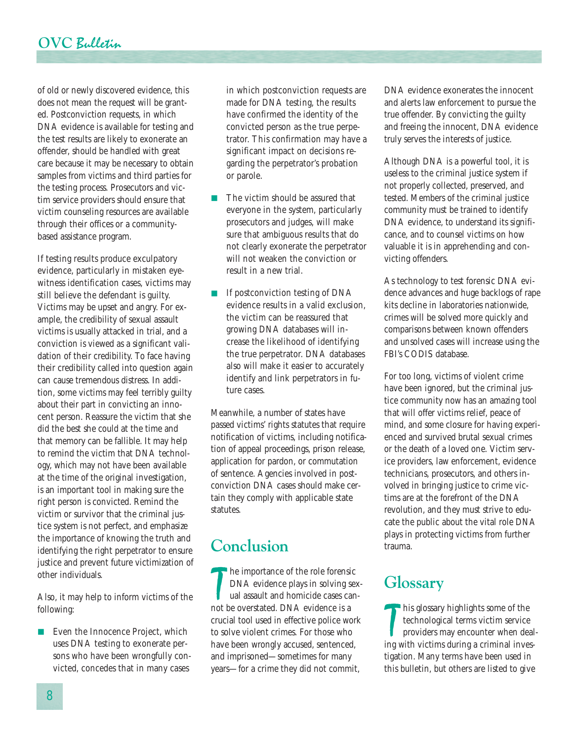of old or newly discovered evidence, this does not mean the request will be granted. Postconviction requests, in which DNA evidence is available for testing and the test results are likely to exonerate an offender, should be handled with great care because it may be necessary to obtain samples from victims and third parties for the testing process. Prosecutors and victim service providers should ensure that victim counseling resources are available through their offices or a community-based assistance program.

If testing results produce exculpatory evidence, particularly in mistaken eyewitness identification cases, victims may still believe the defendant is guilty. Victims may be upset and angry. For example, the credibility of sexual assault victims is usually attacked in trial, and a conviction is viewed as a significant validation of their credibility. To face having their credibility called into question again can cause tremendous distress. In addition, some victims may feel terribly guilty about their part in convicting an innocent person. Reassure the victim that she did the best she could at the time and that memory can be fallible. It may help to remind the victim that DNA technology, which may not have been available at the time of the original investigation, is an important tool in making sure the right person is convicted. Remind the victim or survivor that the criminal justice system is not perfect, and emphasize the importance of knowing the truth and identifying the right perpetrator to ensure justice and prevent future victimization of other individuals.

Also, it may help to inform victims of the following:

- Even the Innocence Project, which uses DNA testing to exonerate persons who have been wrongfully convicted, concedes that in many cases in which postconviction requests are made for DNA testing, the results have confirmed the identity of the convicted person as the true perpetrator. This confirmation may have a significant impact on decisions regarding the perpetrator's probation or parole.
- The victim should be assured that everyone in the system, particularly prosecutors and judges, will make sure that ambiguous results that do not clearly exonerate the perpetrator will not weaken the conviction or result in a new trial.
- If postconviction testing of DNA evidence results in a valid exclusion, the victim can be reassured that growing DNA databases will increase the likelihood of identifying the true perpetrator. DNA databases also will make it easier to accurately identify and link perpetrators in future cases.

Meanwhile, a number of states have passed victims' rights statutes that require notification of victims, including notification of appeal proceedings, prison release, application for pardon, or commutation of sentence. Agencies involved in postconviction DNA cases should make certain they comply with applicable state statutes.

## Conclusion

The importance of the role forensic DNA evidence plays in solving sexual assault and homicide cases cannot be overstated. DNA evidence is a crucial tool used in effective police work to solve violent crimes. For those who have been wrongly accused, sentenced, and imprisoned—sometimes for many years—for a crime they did not commit, DNA evidence exonerates the innocent and alerts law enforcement to pursue the true offender. By convicting the guilty and freeing the innocent, DNA evidence truly serves the interests of justice.

Although DNA is a powerful tool, it is useless to the criminal justice system if not properly collected, preserved, and tested. Members of the criminal justice community must be trained to identify DNA evidence, to understand its significance, and to counsel victims on how valuable it is in apprehending and convicting offenders.

As technology to test forensic DNA evidence advances and huge backlogs of rape kits decline in laboratories nationwide, crimes will be solved more quickly and comparisons between known offenders and unsolved cases will increase using the FBI's CODIS database.

For too long, victims of violent crime have been ignored, but the criminal justice community now has an amazing tool that will offer victims relief, peace of mind, and some closure for having experienced and survived brutal sexual crimes or the death of a loved one. Victim service providers, law enforcement, evidence technicians, prosecutors, and others involved in bringing justice to crime victims are at the forefront of the DNA revolution, and they must strive to educate the public about the vital role DNA plays in protecting victims from further trauma.

## Glossary

This glossary highlights some of the technological terms victim service providers may encounter when dealing with victims during a criminal investigation. Many terms have been used in this bulletin, but others are listed to give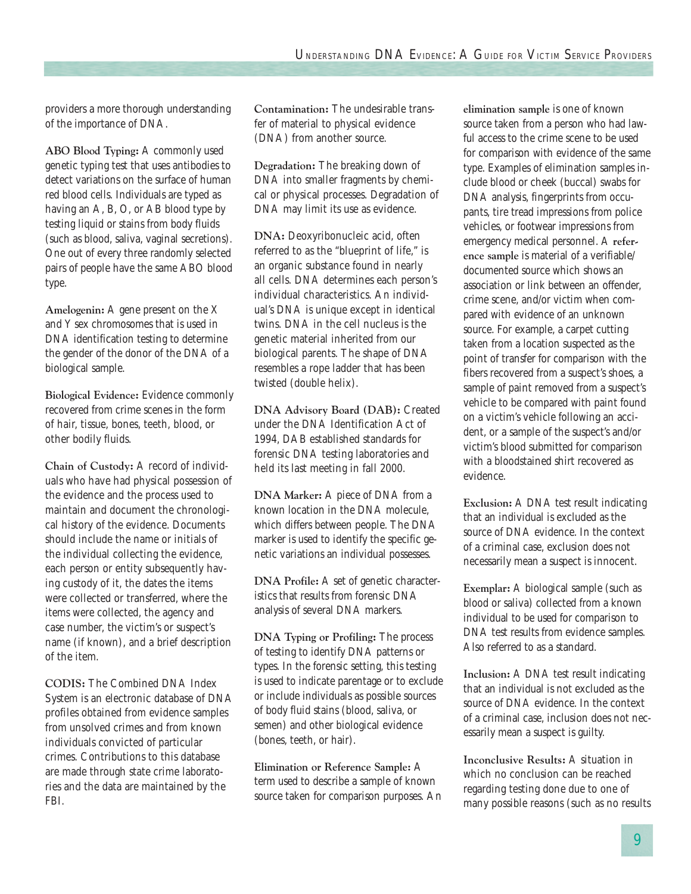providers a more thorough understanding of the importance of DNA.

**ABO Blood Typing:** A commonly used genetic typing test that uses antibodies to detect variations on the surface of human red blood cells. Individuals are typed as having an A, B, O, or AB blood type by testing liquid or stains from body fluids (such as blood, saliva, vaginal secretions). One out of every three randomly selected pairs of people have the same ABO blood type.

**Amelogenin:** A gene present on the X and Y sex chromosomes that is used in DNA identification testing to determine the gender of the donor of the DNA of a biological sample.

**Biological Evidence:** Evidence commonly recovered from crime scenes in the form of hair, tissue, bones, teeth, blood, or other bodily fluids.

**Chain of Custody:** A record of individuals who have had physical possession of the evidence and the process used to maintain and document the chronological history of the evidence. Documents should include the name or initials of the individual collecting the evidence, each person or entity subsequently having custody of it, the dates the items were collected or transferred, where the items were collected, the agency and case number, the victim's or suspect's name (if known), and a brief description of the item.

**CODIS:** The Combined DNA Index System is an electronic database of DNA profiles obtained from evidence samples from unsolved crimes and from known individuals convicted of particular crimes. Contributions to this database are made through state crime laboratories and the data are maintained by the FBI.

**Contamination:** The undesirable transfer of material to physical evidence (DNA) from another source.

**Degradation:** The breaking down of DNA into smaller fragments by chemical or physical processes. Degradation of DNA may limit its use as evidence.

**DNA:** Deoxyribonucleic acid, often referred to as the "blueprint of life," is an organic substance found in nearly all cells. DNA determines each person's individual characteristics. An individual's DNA is unique except in identical twins. DNA in the cell nucleus is the genetic material inherited from our biological parents. The shape of DNA resembles a rope ladder that has been twisted (double helix).

**DNA Advisory Board (DAB):** Created under the DNA Identification Act of 1994, DAB established standards for forensic DNA testing laboratories and held its last meeting in fall 2000.

**DNA Marker:** A piece of DNA from a known location in the DNA molecule, which differs between people. The DNA marker is used to identify the specific genetic variations an individual possesses.

**DNA Profile:** A set of genetic characteristics that results from forensic DNA analysis of several DNA markers.

**DNA Typing or Profiling:** The process of testing to identify DNA patterns or types. In the forensic setting, this testing is used to indicate parentage or to exclude or include individuals as possible sources of body fluid stains (blood, saliva, or semen) and other biological evidence (bones, teeth, or hair).

**Elimination or Reference Sample:** A term used to describe a sample of known source taken for comparison purposes. An **elimination sample** is one of known source taken from a person who had lawful access to the crime scene to be used for comparison with evidence of the same type. Examples of elimination samples include blood or cheek (buccal) swabs for DNA analysis, fingerprints from occupants, tire tread impressions from police vehicles, or footwear impressions from emergency medical personnel. A **reference sample** is material of a verifiable/documented source which shows an association or link between an offender, crime scene, and/or victim when compared with evidence of an unknown source. For example, a carpet cutting taken from a location suspected as the point of transfer for comparison with the fibers recovered from a suspect's shoes, a sample of paint removed from a suspect's vehicle to be compared with paint found on a victim's vehicle following an accident, or a sample of the suspect's and/or victim's blood submitted for comparison with a bloodstained shirt recovered as evidence.

**Exclusion:** A DNA test result indicating that an individual is excluded as the source of DNA evidence. In the context of a criminal case, exclusion does not necessarily mean a suspect is innocent.

**Exemplar:** A biological sample (such as blood or saliva) collected from a known individual to be used for comparison to DNA test results from evidence samples. Also referred to as a standard.

**Inclusion:** A DNA test result indicating that an individual is not excluded as the source of DNA evidence. In the context of a criminal case, inclusion does not necessarily mean a suspect is guilty.

**Inconclusive Results:** A situation in which no conclusion can be reached regarding testing done due to one of many possible reasons (such as no results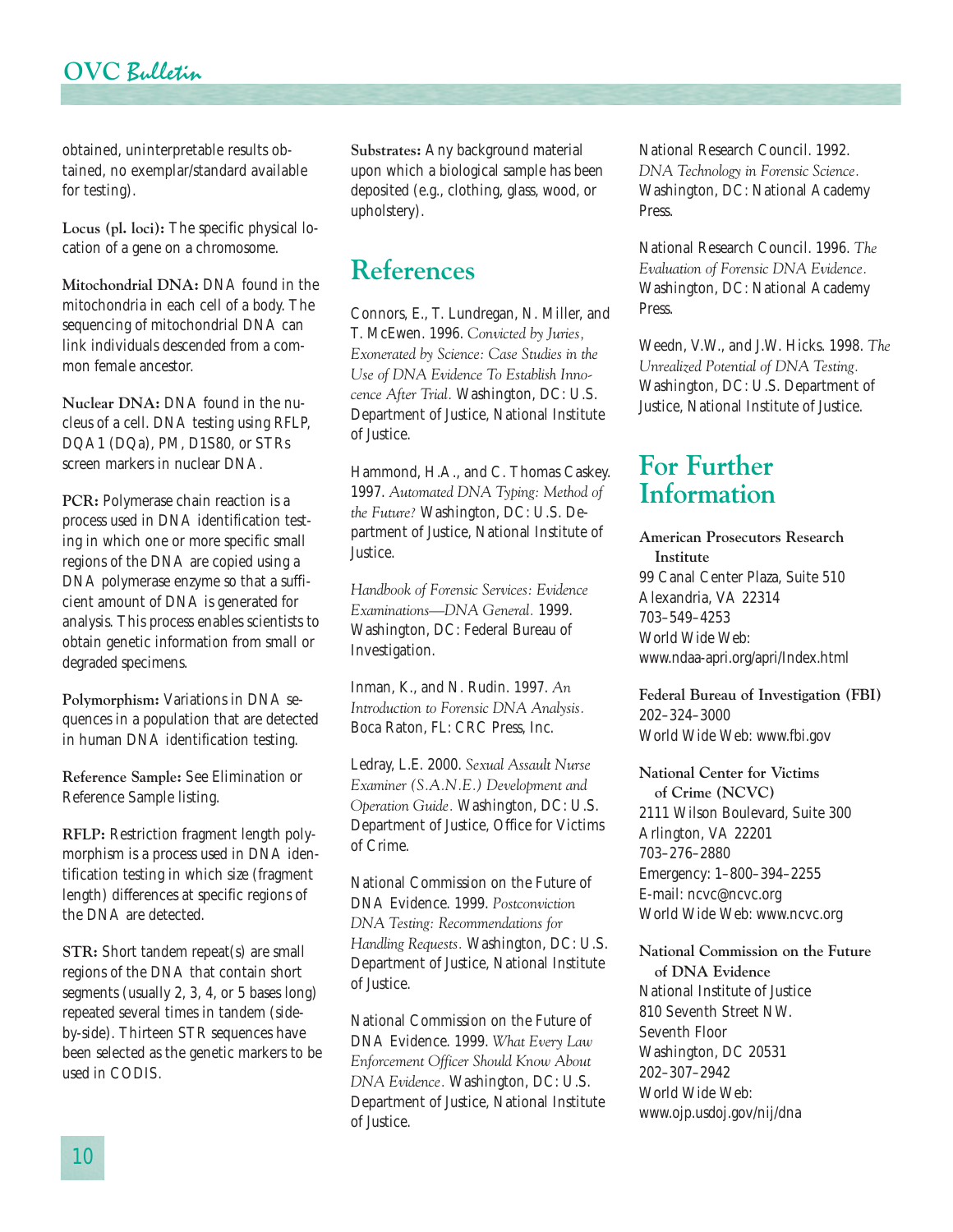obtained, uninterpretable results obtained, no exemplar/standard available for testing).

**Locus (pl. loci):** The specific physical location of a gene on a chromosome.

**Mitochondrial DNA:** DNA found in the mitochondria in each cell of a body. The sequencing of mitochondrial DNA can link individuals descended from a common female ancestor.

**Nuclear DNA:** DNA found in the nucleus of a cell. DNA testing using RFLP, DQA1 (DQa), PM, D1S80, or STRs screen markers in nuclear DNA.

**PCR:** Polymerase chain reaction is a process used in DNA identification testing in which one or more specific small regions of the DNA are copied using a DNA polymerase enzyme so that a sufficient amount of DNA is generated for analysis. This process enables scientists to obtain genetic information from small or degraded specimens.

**Polymorphism:** Variations in DNA sequences in a population that are detected in human DNA identification testing.

**Reference Sample:** See Elimination or Reference Sample listing.

**RFLP:** Restriction fragment length polymorphism is a process used in DNA identification testing in which size (fragment length) differences at specific regions of the DNA are detected.

**STR:** Short tandem repeat(s) are small regions of the DNA that contain short segments (usually 2, 3, 4, or 5 bases long) repeated several times in tandem (side-by-side). Thirteen STR sequences have been selected as the genetic markers to be used in CODIS.

**Substrates:** Any background material upon which a biological sample has been deposited (e.g., clothing, glass, wood, or upholstery).

## References

Connors, E., T. Lundregan, N. Miller, and T. McEwen. 1996. *Convicted by Juries, Exonerated by Science: Case Studies in the Use of DNA Evidence To Establish Innocence After Trial.* Washington, DC: U.S. Department of Justice, National Institute of Justice.

Hammond, H.A., and C. Thomas Caskey. 1997. *Automated DNA Typing: Method of the Future?* Washington, DC: U.S. Department of Justice, National Institute of Justice.

*Handbook of Forensic Services: Evidence Examinations—DNA General.* 1999. Washington, DC: Federal Bureau of Investigation.

Inman, K., and N. Rudin. 1997. *An Introduction to Forensic DNA Analysis.* Boca Raton, FL: CRC Press, Inc.

Ledray, L.E. 2000. *Sexual Assault Nurse Examiner (S.A.N.E.) Development and Operation Guide.* Washington, DC: U.S. Department of Justice, Office for Victims of Crime.

National Commission on the Future of DNA Evidence. 1999. *Postconviction DNA Testing: Recommendations for Handling Requests.* Washington, DC: U.S. Department of Justice, National Institute of Justice.

National Commission on the Future of DNA Evidence. 1999. *What Every Law Enforcement Officer Should Know About DNA Evidence.* Washington, DC: U.S. Department of Justice, National Institute of Justice.

National Research Council. 1992. *DNA Technology in Forensic Science.* Washington, DC: National Academy Press.

National Research Council. 1996. *The Evaluation of Forensic DNA Evidence.* Washington, DC: National Academy Press.

Weedn, V.W., and J.W. Hicks. 1998. *The Unrealized Potential of DNA Testing.* Washington, DC: U.S. Department of Justice, National Institute of Justice.

## For Further Information

**American Prosecutors Research Institute**
99 Canal Center Plaza, Suite 510
Alexandria, VA 22314
703–549–4253
World Wide Web:
www.ndaa-apri.org/apri/Index.html

**Federal Bureau of Investigation (FBI)**
202–324–3000
World Wide Web: www.fbi.gov

**National Center for Victims of Crime (NCVC)**
2111 Wilson Boulevard, Suite 300
Arlington, VA 22201
703–276–2880
Emergency: 1–800–394–2255
E-mail: ncvc@ncvc.org
World Wide Web: www.ncvc.org

**National Commission on the Future of DNA Evidence**
National Institute of Justice
810 Seventh Street NW.
Seventh Floor
Washington, DC 20531
202–307–2942
World Wide Web:
www.ojp.usdoj.gov/nij/dna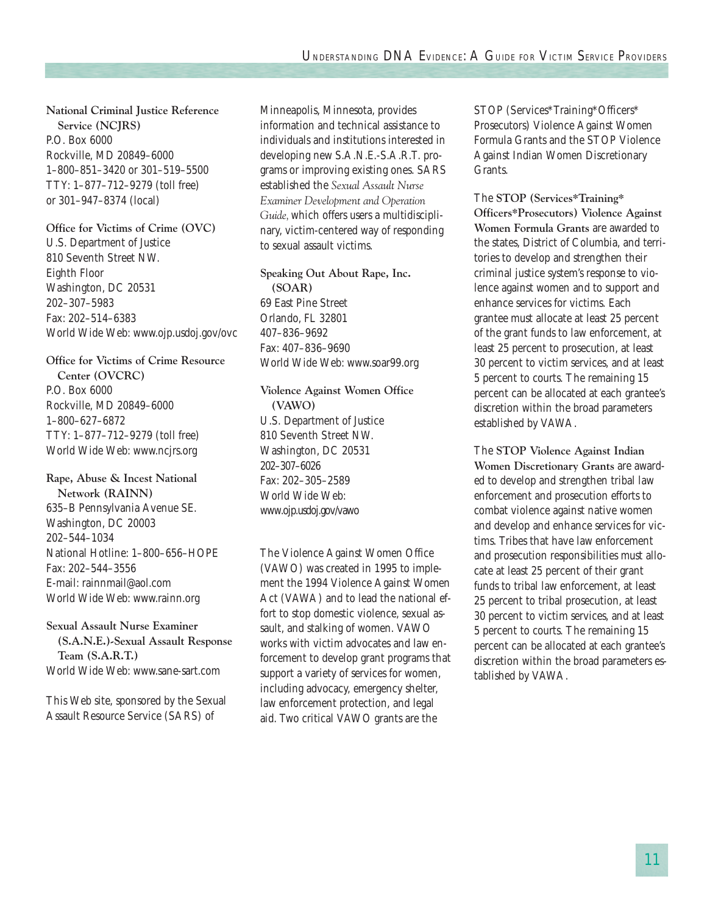**National Criminal Justice Reference Service (NCJRS)**
P.O. Box 6000
Rockville, MD 20849–6000
1–800–851–3420 or 301–519–5500
TTY: 1–877–712–9279 (toll free)
or 301–947–8374 (local)

**Office for Victims of Crime (OVC)**
U.S. Department of Justice
810 Seventh Street NW.
Eighth Floor
Washington, DC 20531
202–307–5983
Fax: 202–514–6383
World Wide Web: www.ojp.usdoj.gov/ovc

**Office for Victims of Crime Resource Center (OVCRC)**
P.O. Box 6000
Rockville, MD 20849–6000
1–800–627–6872
TTY: 1–877–712–9279 (toll free)
World Wide Web: www.ncjrs.org

**Rape, Abuse & Incest National Network (RAINN)**
635–B Pennsylvania Avenue SE.
Washington, DC 20003
202–544–1034
National Hotline: 1–800–656–HOPE
Fax: 202–544–3556
E-mail: rainnmail@aol.com
World Wide Web: www.rainn.org

**Sexual Assault Nurse Examiner (S.A.N.E.)-Sexual Assault Response Team (S.A.R.T.)**
World Wide Web: www.sane-sart.com

This Web site, sponsored by the Sexual Assault Resource Service (SARS) of Minneapolis, Minnesota, provides information and technical assistance to individuals and institutions interested in developing new S.A.N.E.-S.A.R.T. programs or improving existing ones. SARS established the *Sexual Assault Nurse Examiner Development and Operation Guide,* which offers users a multidisciplinary, victim-centered way of responding to sexual assault victims.

**Speaking Out About Rape, Inc. (SOAR)**
69 East Pine Street
Orlando, FL 32801
407–836–9692
Fax: 407–836–9690
World Wide Web: www.soar99.org

**Violence Against Women Office (VAWO)**
U.S. Department of Justice
810 Seventh Street NW.
Washington, DC 20531
202–307–6026
Fax: 202–305–2589
World Wide Web:
www.ojp.usdoj.gov/vawo

The Violence Against Women Office (VAWO) was created in 1995 to implement the 1994 Violence Against Women Act (VAWA) and to lead the national effort to stop domestic violence, sexual assault, and stalking of women. VAWO works with victim advocates and law enforcement to develop grant programs that support a variety of services for women, including advocacy, emergency shelter, law enforcement protection, and legal aid. Two critical VAWO grants are the STOP (Services*Training*Officers*Prosecutors) Violence Against Women Formula Grants and the STOP Violence Against Indian Women Discretionary Grants.

The **STOP (Services*Training*Officers*Prosecutors) Violence Against Women Formula Grants** are awarded to the states, District of Columbia, and territories to develop and strengthen their criminal justice system's response to violence against women and to support and enhance services for victims. Each grantee must allocate at least 25 percent of the grant funds to law enforcement, at least 25 percent to prosecution, at least 30 percent to victim services, and at least 5 percent to courts. The remaining 15 percent can be allocated at each grantee's discretion within the broad parameters established by VAWA.

The **STOP Violence Against Indian Women Discretionary Grants** are awarded to develop and strengthen tribal law enforcement and prosecution efforts to combat violence against native women and develop and enhance services for victims. Tribes that have law enforcement and prosecution responsibilities must allocate at least 25 percent of their grant funds to tribal law enforcement, at least 25 percent to tribal prosecution, at least 30 percent to victim services, and at least 5 percent to courts. The remaining 15 percent can be allocated at each grantee's discretion within the broad parameters established by VAWA.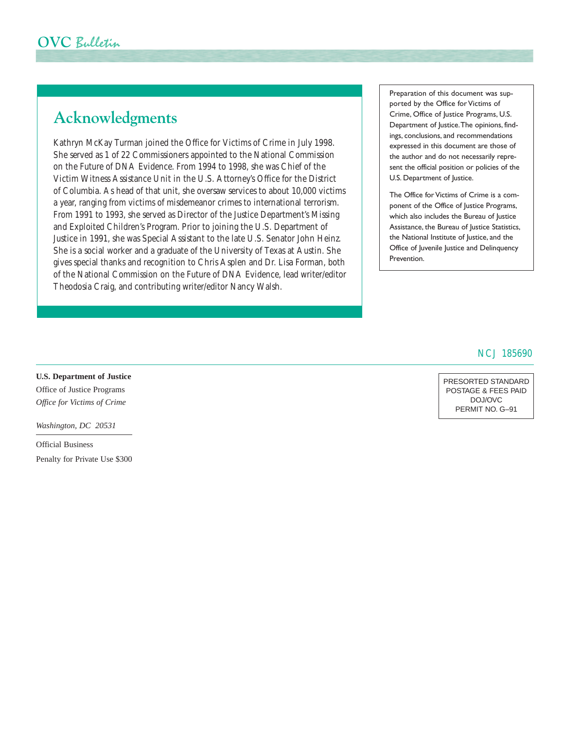## Acknowledgments

Kathryn McKay Turman joined the Office for Victims of Crime in July 1998. She served as 1 of 22 Commissioners appointed to the National Commission on the Future of DNA Evidence. From 1994 to 1998, she was Chief of the Victim Witness Assistance Unit in the U.S. Attorney's Office for the District of Columbia. As head of that unit, she oversaw services to about 10,000 victims a year, ranging from victims of misdemeanor crimes to international terrorism. From 1991 to 1993, she served as Director of the Justice Department's Missing and Exploited Children's Program. Prior to joining the U.S. Department of Justice in 1991, she was Special Assistant to the late U.S. Senator John Heinz. She is a social worker and a graduate of the University of Texas at Austin. She gives special thanks and recognition to Chris Asplen and Dr. Lisa Forman, both of the National Commission on the Future of DNA Evidence, lead writer/editor Theodosia Craig, and contributing writer/editor Nancy Walsh.

Preparation of this document was supported by the Office for Victims of Crime, Office of Justice Programs, U.S. Department of Justice. The opinions, findings, conclusions, and recommendations expressed in this document are those of the author and do not necessarily represent the official position or policies of the U.S. Department of Justice.

The Office for Victims of Crime is a component of the Office of Justice Programs, which also includes the Bureau of Justice Assistance, the Bureau of Justice Statistics, the National Institute of Justice, and the Office of Juvenile Justice and Delinquency Prevention.

NCJ 185690

**U.S. Department of Justice**
Office of Justice Programs
*Office for Victims of Crime*

*Washington, DC 20531*

Official Business
Penalty for Private Use $300

PRESORTED STANDARD
POSTAGE & FEES PAID
DOJ/OVC
PERMIT NO. G–91